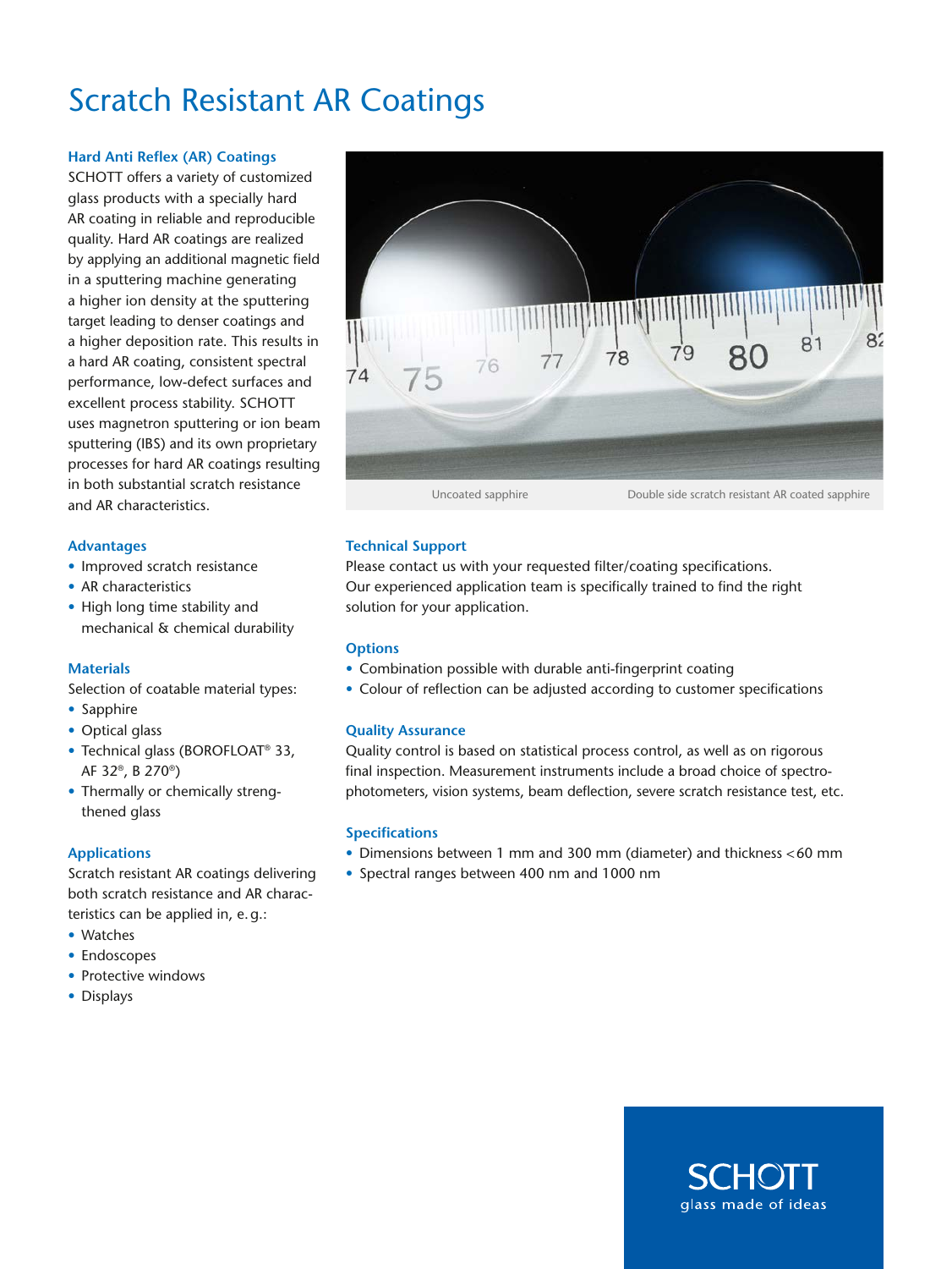# Scratch Resistant AR Coatings

### Hard Anti Reflex (AR) Coatings

SCHOTT offers a variety of customized glass products with a specially hard AR coating in reliable and reproducible quality. Hard AR coatings are realized by applying an additional magnetic field in a sputtering machine generating a higher ion density at the sputtering target leading to denser coatings and a higher deposition rate. This results in a hard AR coating, consistent spectral performance, low-defect surfaces and excellent process stability. SCHOTT uses magnetron sputtering or ion beam sputtering (IBS) and its own proprietary processes for hard AR coatings resulting in both substantial scratch resistance and AR characteristics.

Uncoated sapphire — Double side scratch resistant AR coated sapphire

### Advantages

- Improved scratch resistance
- AR characteristics
- High long time stability and mechanical & chemical durability

### Materials

Selection of coatable material types:

- Sapphire
- Optical glass
- Technical glass (BOROFLOAT® 33, AF 32®, B 270®)
- Thermally or chemically strengthened glass

### Applications

Scratch resistant AR coatings delivering both scratch resistance and AR characteristics can be applied in, e.g.:

- Watches
- Endoscopes
- Protective windows
- Displays

### Technical Support

Please contact us with your requested filter/coating specifications. Our experienced application team is specifically trained to find the right solution for your application.

### Options

- Combination possible with durable anti-fingerprint coating
- Colour of reflection can be adjusted according to customer specifications

### Quality Assurance

Quality control is based on statistical process control, as well as on rigorous final inspection. Measurement instruments include a broad choice of spectrophotometers, vision systems, beam deflection, severe scratch resistance test, etc.

### Specifications

- Dimensions between 1 mm and 300 mm (diameter) and thickness <60 mm
- Spectral ranges between 400 nm and 1000 nm

SCHOTT
glass made of ideas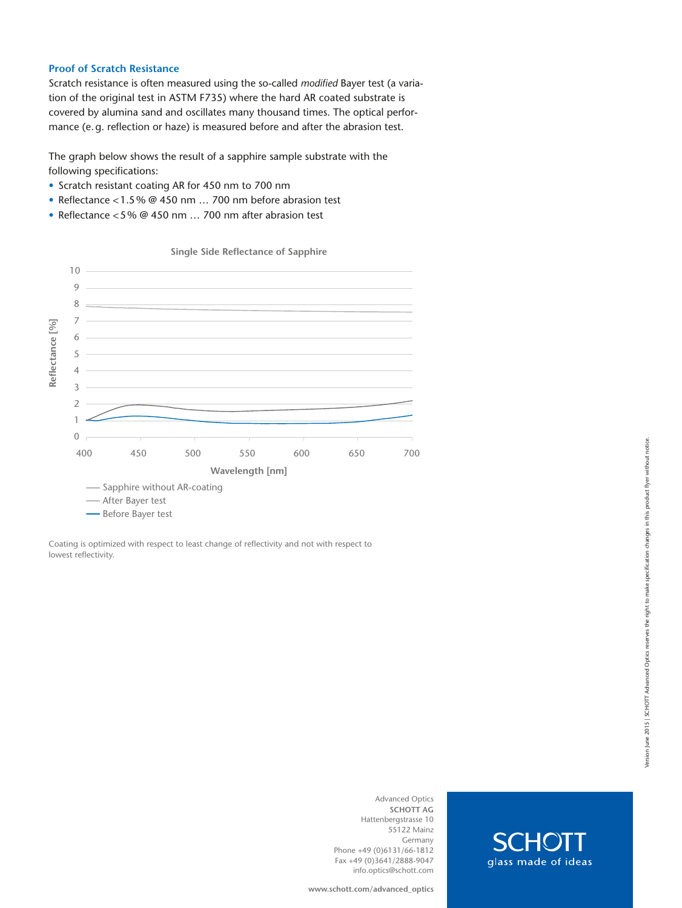## Proof of Scratch Resistance

Scratch resistance is often measured using the so-called *modified* Bayer test (a variation of the original test in ASTM F735) where the hard AR coated substrate is covered by alumina sand and oscillates many thousand times. The optical performance (e.g. reflection or haze) is measured before and after the abrasion test.

The graph below shows the result of a sapphire sample substrate with the following specifications:

- Scratch resistant coating AR for 450 nm to 700 nm
- Reflectance <1.5% @ 450 nm … 700 nm before abrasion test
- Reflectance <5% @ 450 nm … 700 nm after abrasion test

Single Side Reflectance of Sapphire

Reflectance [%]

10
9
8
7
6
5
4
3
2
1
0

400 450 500 550 600 650 700

Wavelength [nm]

Sapphire without AR-coating
After Bayer test
Before Bayer test

Coating is optimized with respect to least change of reflectivity and not with respect to lowest reflectivity.

Version June 2015 | SCHOTT Advanced Optics reserves the right to make specification changes in this product flyer without notice.

Advanced Optics
**SCHOTT AG**
Hattenbergstrasse 10
55122 Mainz
Germany
Phone +49 (0)6131/66-1812
Fax +49 (0)3641/2888-9047
info.optics@schott.com

**www.schott.com/advanced_optics**

SCHOTT
glass made of ideas